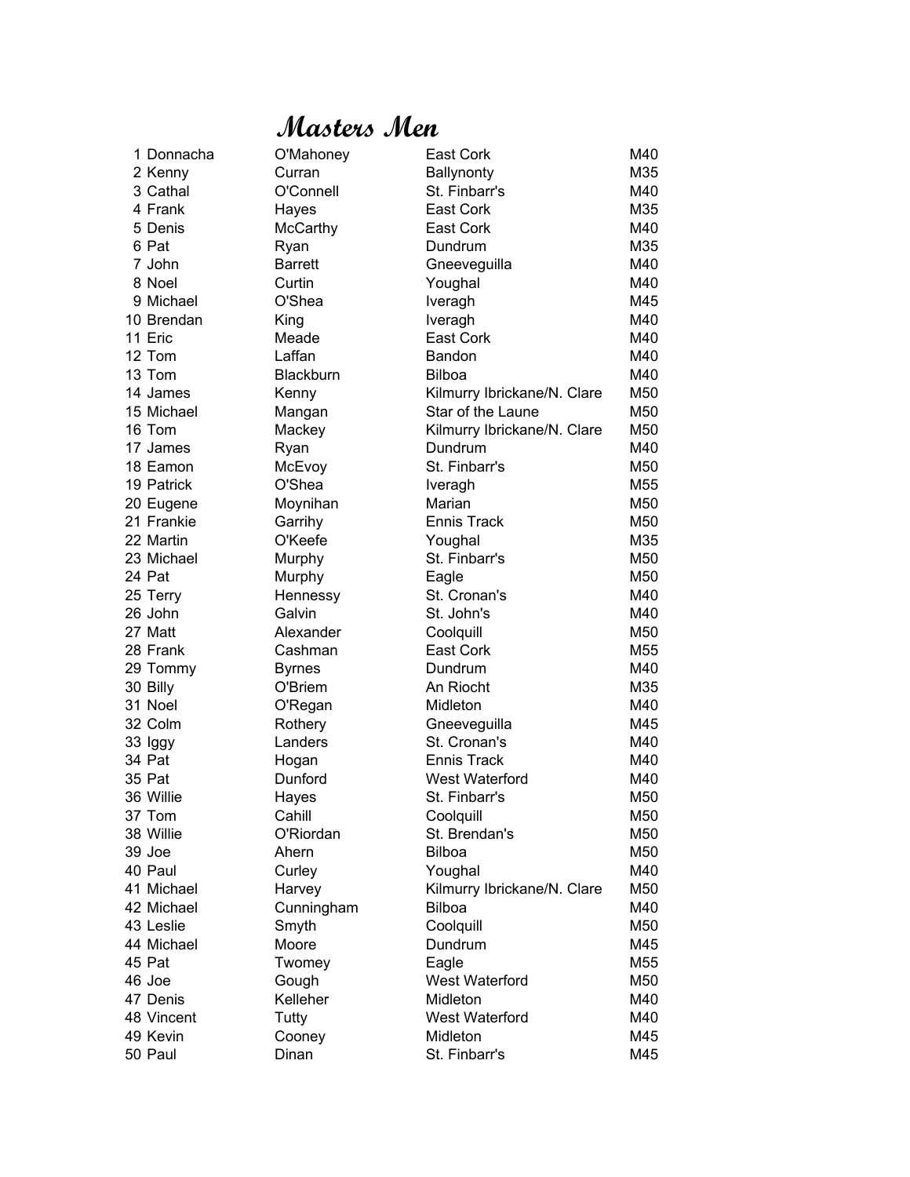# Masters Men

| | | | | |
|---|---|---|---|---|
| 1 | Donnacha | O'Mahoney | East Cork | M40 |
| 2 | Kenny | Curran | Ballynonty | M35 |
| 3 | Cathal | O'Connell | St. Finbarr's | M40 |
| 4 | Frank | Hayes | East Cork | M35 |
| 5 | Denis | McCarthy | East Cork | M40 |
| 6 | Pat | Ryan | Dundrum | M35 |
| 7 | John | Barrett | Gneeveguilla | M40 |
| 8 | Noel | Curtin | Youghal | M40 |
| 9 | Michael | O'Shea | Iveragh | M45 |
| 10 | Brendan | King | Iveragh | M40 |
| 11 | Eric | Meade | East Cork | M40 |
| 12 | Tom | Laffan | Bandon | M40 |
| 13 | Tom | Blackburn | Bilboa | M40 |
| 14 | James | Kenny | Kilmurry Ibrickane/N. Clare | M50 |
| 15 | Michael | Mangan | Star of the Laune | M50 |
| 16 | Tom | Mackey | Kilmurry Ibrickane/N. Clare | M50 |
| 17 | James | Ryan | Dundrum | M40 |
| 18 | Eamon | McEvoy | St. Finbarr's | M50 |
| 19 | Patrick | O'Shea | Iveragh | M55 |
| 20 | Eugene | Moynihan | Marian | M50 |
| 21 | Frankie | Garrihy | Ennis Track | M50 |
| 22 | Martin | O'Keefe | Youghal | M35 |
| 23 | Michael | Murphy | St. Finbarr's | M50 |
| 24 | Pat | Murphy | Eagle | M50 |
| 25 | Terry | Hennessy | St. Cronan's | M40 |
| 26 | John | Galvin | St. John's | M40 |
| 27 | Matt | Alexander | Coolquill | M50 |
| 28 | Frank | Cashman | East Cork | M55 |
| 29 | Tommy | Byrnes | Dundrum | M40 |
| 30 | Billy | O'Briem | An Riocht | M35 |
| 31 | Noel | O'Regan | Midleton | M40 |
| 32 | Colm | Rothery | Gneeveguilla | M45 |
| 33 | Iggy | Landers | St. Cronan's | M40 |
| 34 | Pat | Hogan | Ennis Track | M40 |
| 35 | Pat | Dunford | West Waterford | M40 |
| 36 | Willie | Hayes | St. Finbarr's | M50 |
| 37 | Tom | Cahill | Coolquill | M50 |
| 38 | Willie | O'Riordan | St. Brendan's | M50 |
| 39 | Joe | Ahern | Bilboa | M50 |
| 40 | Paul | Curley | Youghal | M40 |
| 41 | Michael | Harvey | Kilmurry Ibrickane/N. Clare | M50 |
| 42 | Michael | Cunningham | Bilboa | M40 |
| 43 | Leslie | Smyth | Coolquill | M50 |
| 44 | Michael | Moore | Dundrum | M45 |
| 45 | Pat | Twomey | Eagle | M55 |
| 46 | Joe | Gough | West Waterford | M50 |
| 47 | Denis | Kelleher | Midleton | M40 |
| 48 | Vincent | Tutty | West Waterford | M40 |
| 49 | Kevin | Cooney | Midleton | M45 |
| 50 | Paul | Dinan | St. Finbarr's | M45 |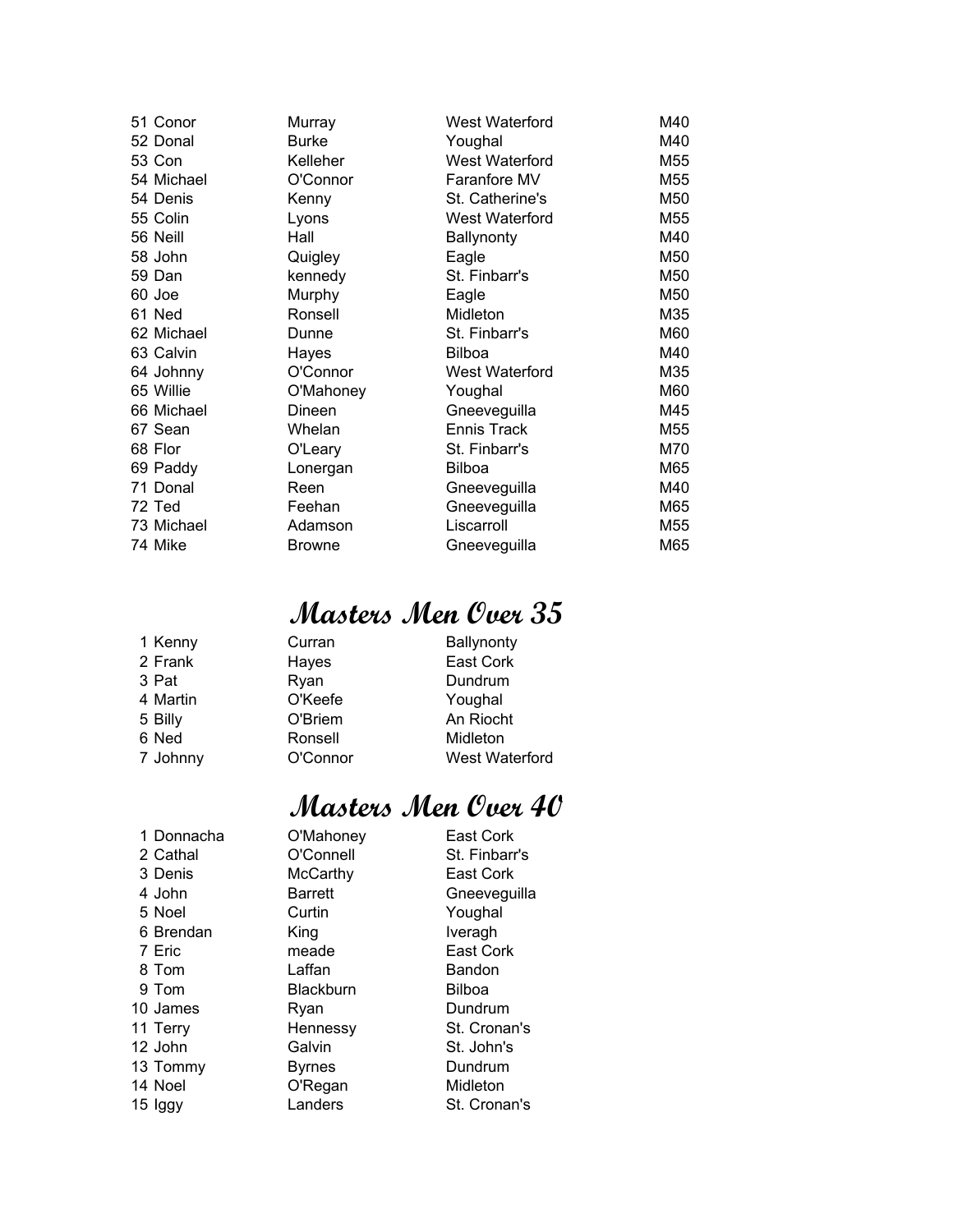| | | | |
|---|---|---|---|
| 51 Conor | Murray | West Waterford | M40 |
| 52 Donal | Burke | Youghal | M40 |
| 53 Con | Kelleher | West Waterford | M55 |
| 54 Michael | O'Connor | Faranfore MV | M55 |
| 54 Denis | Kenny | St. Catherine's | M50 |
| 55 Colin | Lyons | West Waterford | M55 |
| 56 Neill | Hall | Ballynonty | M40 |
| 58 John | Quigley | Eagle | M50 |
| 59 Dan | kennedy | St. Finbarr's | M50 |
| 60 Joe | Murphy | Eagle | M50 |
| 61 Ned | Ronsell | Midleton | M35 |
| 62 Michael | Dunne | St. Finbarr's | M60 |
| 63 Calvin | Hayes | Bilboa | M40 |
| 64 Johnny | O'Connor | West Waterford | M35 |
| 65 Willie | O'Mahoney | Youghal | M60 |
| 66 Michael | Dineen | Gneeveguilla | M45 |
| 67 Sean | Whelan | Ennis Track | M55 |
| 68 Flor | O'Leary | St. Finbarr's | M70 |
| 69 Paddy | Lonergan | Bilboa | M65 |
| 71 Donal | Reen | Gneeveguilla | M40 |
| 72 Ted | Feehan | Gneeveguilla | M65 |
| 73 Michael | Adamson | Liscarroll | M55 |
| 74 Mike | Browne | Gneeveguilla | M65 |

## Masters Men Over 35

| | | |
|---|---|---|
| 1 Kenny | Curran | Ballynonty |
| 2 Frank | Hayes | East Cork |
| 3 Pat | Ryan | Dundrum |
| 4 Martin | O'Keefe | Youghal |
| 5 Billy | O'Briem | An Riocht |
| 6 Ned | Ronsell | Midleton |
| 7 Johnny | O'Connor | West Waterford |

## Masters Men Over 40

| | | |
|---|---|---|
| 1 Donnacha | O'Mahoney | East Cork |
| 2 Cathal | O'Connell | St. Finbarr's |
| 3 Denis | McCarthy | East Cork |
| 4 John | Barrett | Gneeveguilla |
| 5 Noel | Curtin | Youghal |
| 6 Brendan | King | Iveragh |
| 7 Eric | meade | East Cork |
| 8 Tom | Laffan | Bandon |
| 9 Tom | Blackburn | Bilboa |
| 10 James | Ryan | Dundrum |
| 11 Terry | Hennessy | St. Cronan's |
| 12 John | Galvin | St. John's |
| 13 Tommy | Byrnes | Dundrum |
| 14 Noel | O'Regan | Midleton |
| 15 Iggy | Landers | St. Cronan's |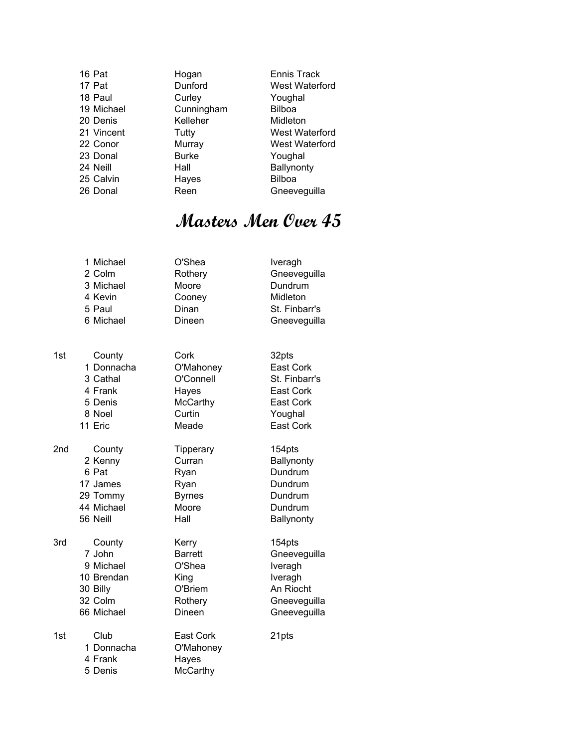| | | | |
|---|---|---|---|
| 16 | Pat | Hogan | Ennis Track |
| 17 | Pat | Dunford | West Waterford |
| 18 | Paul | Curley | Youghal |
| 19 | Michael | Cunningham | Bilboa |
| 20 | Denis | Kelleher | Midleton |
| 21 | Vincent | Tutty | West Waterford |
| 22 | Conor | Murray | West Waterford |
| 23 | Donal | Burke | Youghal |
| 24 | Neill | Hall | Ballynonty |
| 25 | Calvin | Hayes | Bilboa |
| 26 | Donal | Reen | Gneeveguilla |

## Masters Men Over 45

| | | | |
|---|---|---|---|
| 1 | Michael | O'Shea | Iveragh |
| 2 | Colm | Rothery | Gneeveguilla |
| 3 | Michael | Moore | Dundrum |
| 4 | Kevin | Cooney | Midleton |
| 5 | Paul | Dinan | St. Finbarr's |
| 6 | Michael | Dineen | Gneeveguilla |

| | | | | |
|---|---|---|---|---|
| 1st | | County | Cork | 32pts |
| | 1 | Donnacha | O'Mahoney | East Cork |
| | 3 | Cathal | O'Connell | St. Finbarr's |
| | 4 | Frank | Hayes | East Cork |
| | 5 | Denis | McCarthy | East Cork |
| | 8 | Noel | Curtin | Youghal |
| | 11 | Eric | Meade | East Cork |
| 2nd | | County | Tipperary | 154pts |
| | 2 | Kenny | Curran | Ballynonty |
| | 6 | Pat | Ryan | Dundrum |
| | 17 | James | Ryan | Dundrum |
| | 29 | Tommy | Byrnes | Dundrum |
| | 44 | Michael | Moore | Dundrum |
| | 56 | Neill | Hall | Ballynonty |
| 3rd | | County | Kerry | 154pts |
| | 7 | John | Barrett | Gneeveguilla |
| | 9 | Michael | O'Shea | Iveragh |
| | 10 | Brendan | King | Iveragh |
| | 30 | Billy | O'Briem | An Riocht |
| | 32 | Colm | Rothery | Gneeveguilla |
| | 66 | Michael | Dineen | Gneeveguilla |
| 1st | | Club | East Cork | 21pts |
| | 1 | Donnacha | O'Mahoney | |
| | 4 | Frank | Hayes | |
| | 5 | Denis | McCarthy | |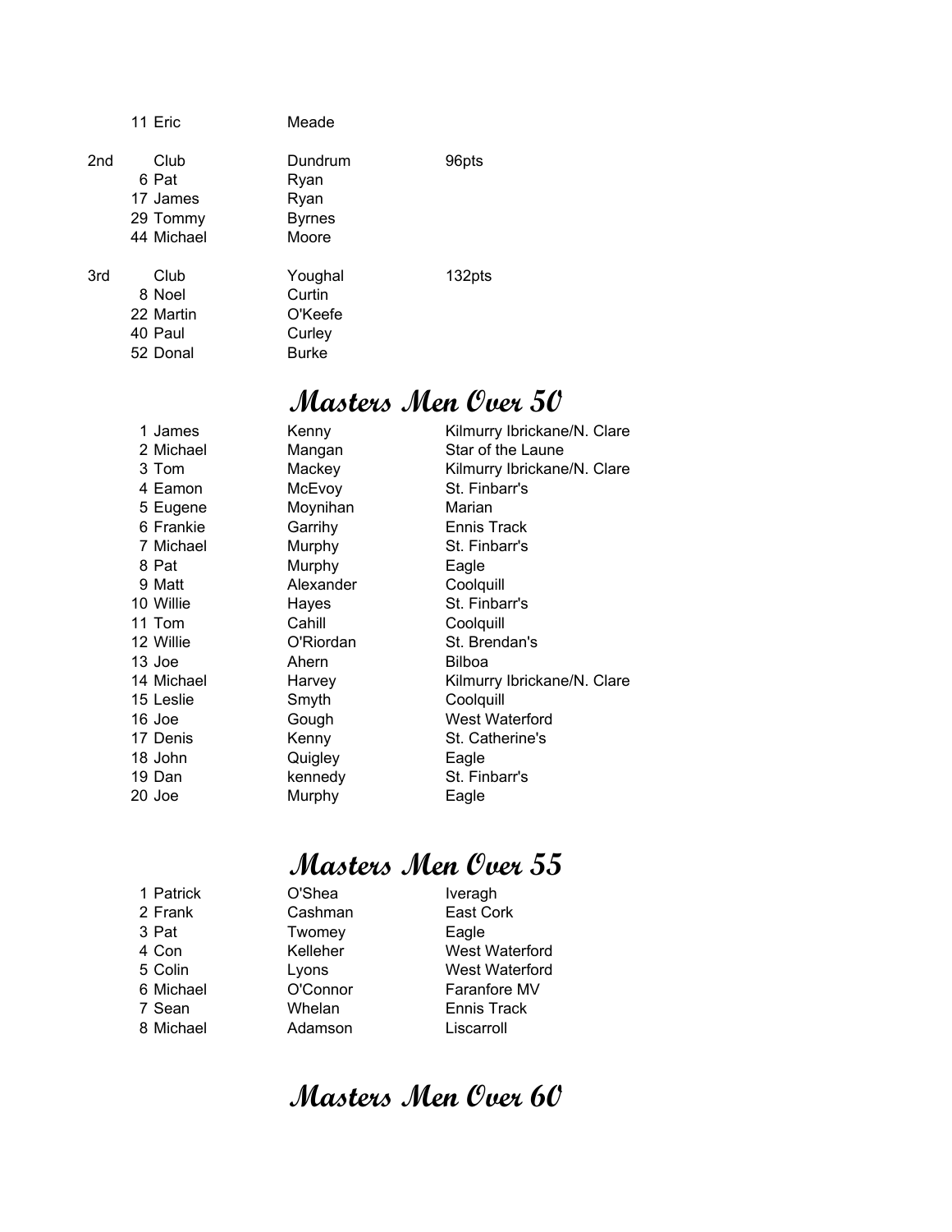| | | | |
|---|---|---|---|
| | 11 Eric | Meade | |
| 2nd | Club | Dundrum | 96pts |
| | 6 Pat | Ryan | |
| | 17 James | Ryan | |
| | 29 Tommy | Byrnes | |
| | 44 Michael | Moore | |
| 3rd | Club | Youghal | 132pts |
| | 8 Noel | Curtin | |
| | 22 Martin | O'Keefe | |
| | 40 Paul | Curley | |
| | 52 Donal | Burke | |

## Masters Men Over 50

| | | |
|---|---|---|
| 1 James | Kenny | Kilmurry Ibrickane/N. Clare |
| 2 Michael | Mangan | Star of the Laune |
| 3 Tom | Mackey | Kilmurry Ibrickane/N. Clare |
| 4 Eamon | McEvoy | St. Finbarr's |
| 5 Eugene | Moynihan | Marian |
| 6 Frankie | Garrihy | Ennis Track |
| 7 Michael | Murphy | St. Finbarr's |
| 8 Pat | Murphy | Eagle |
| 9 Matt | Alexander | Coolquill |
| 10 Willie | Hayes | St. Finbarr's |
| 11 Tom | Cahill | Coolquill |
| 12 Willie | O'Riordan | St. Brendan's |
| 13 Joe | Ahern | Bilboa |
| 14 Michael | Harvey | Kilmurry Ibrickane/N. Clare |
| 15 Leslie | Smyth | Coolquill |
| 16 Joe | Gough | West Waterford |
| 17 Denis | Kenny | St. Catherine's |
| 18 John | Quigley | Eagle |
| 19 Dan | kennedy | St. Finbarr's |
| 20 Joe | Murphy | Eagle |

## Masters Men Over 55

| | | |
|---|---|---|
| 1 Patrick | O'Shea | Iveragh |
| 2 Frank | Cashman | East Cork |
| 3 Pat | Twomey | Eagle |
| 4 Con | Kelleher | West Waterford |
| 5 Colin | Lyons | West Waterford |
| 6 Michael | O'Connor | Faranfore MV |
| 7 Sean | Whelan | Ennis Track |
| 8 Michael | Adamson | Liscarroll |

## Masters Men Over 60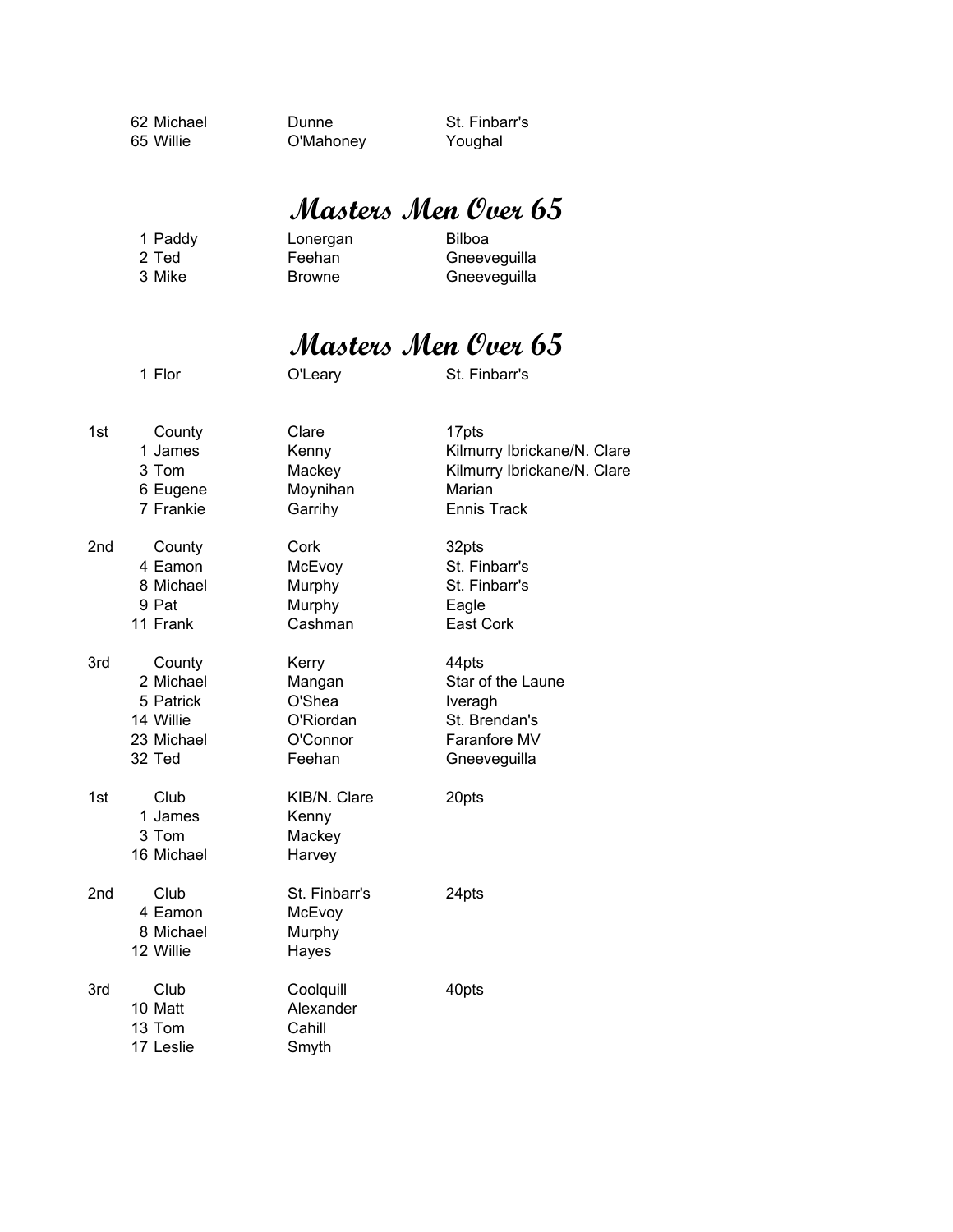| | | |
|---|---|---|
| 62 Michael | Dunne | St. Finbarr's |
| 65 Willie | O'Mahoney | Youghal |

## Masters Men Over 65

| | | |
|---|---|---|
| 1 Paddy | Lonergan | Bilboa |
| 2 Ted | Feehan | Gneeveguilla |
| 3 Mike | Browne | Gneeveguilla |

## Masters Men Over 65

| | | | |
|---|---|---|---|
| | 1 Flor | O'Leary | St. Finbarr's |
| | | | |
| 1st | County | Clare | 17pts |
| | 1 James | Kenny | Kilmurry Ibrickane/N. Clare |
| | 3 Tom | Mackey | Kilmurry Ibrickane/N. Clare |
| | 6 Eugene | Moynihan | Marian |
| | 7 Frankie | Garrihy | Ennis Track |
| | | | |
| 2nd | County | Cork | 32pts |
| | 4 Eamon | McEvoy | St. Finbarr's |
| | 8 Michael | Murphy | St. Finbarr's |
| | 9 Pat | Murphy | Eagle |
| | 11 Frank | Cashman | East Cork |
| | | | |
| 3rd | County | Kerry | 44pts |
| | 2 Michael | Mangan | Star of the Laune |
| | 5 Patrick | O'Shea | Iveragh |
| | 14 Willie | O'Riordan | St. Brendan's |
| | 23 Michael | O'Connor | Faranfore MV |
| | 32 Ted | Feehan | Gneeveguilla |
| | | | |
| 1st | Club | KIB/N. Clare | 20pts |
| | 1 James | Kenny | |
| | 3 Tom | Mackey | |
| | 16 Michael | Harvey | |
| | | | |
| 2nd | Club | St. Finbarr's | 24pts |
| | 4 Eamon | McEvoy | |
| | 8 Michael | Murphy | |
| | 12 Willie | Hayes | |
| | | | |
| 3rd | Club | Coolquill | 40pts |
| | 10 Matt | Alexander | |
| | 13 Tom | Cahill | |
| | 17 Leslie | Smyth | |